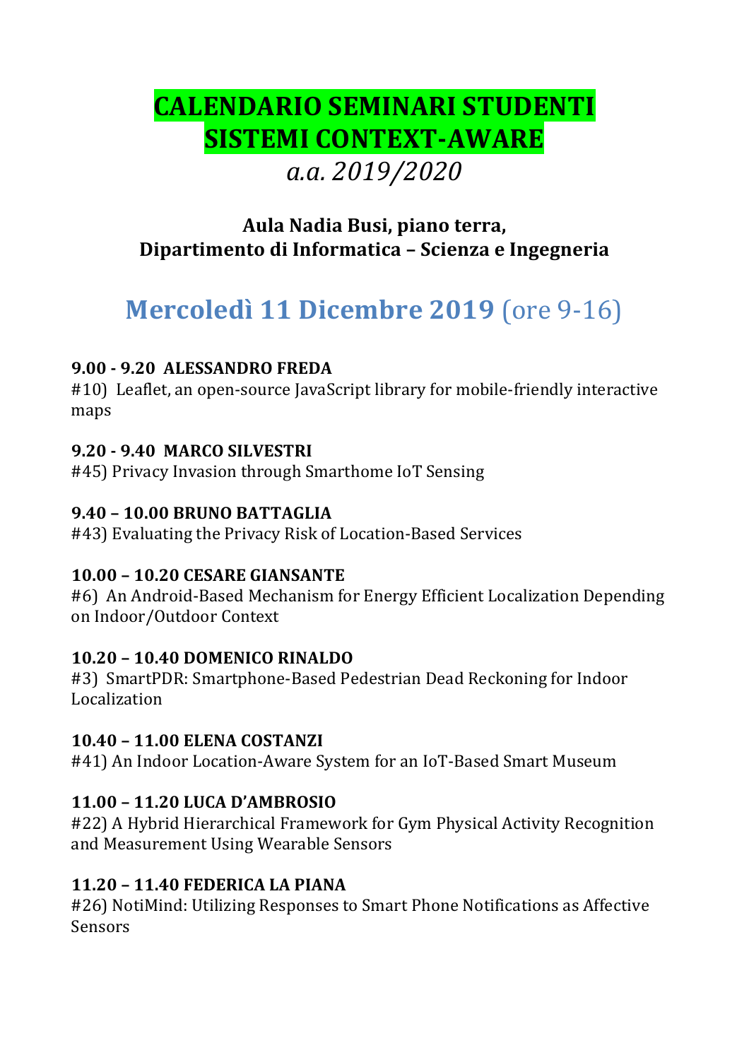# CALENDARIO SEMINARI STUDENTI SISTEMI CONTEXT-AWARE

*a.a. 2019/2020*

**Aula Nadia Busi, piano terra,**
**Dipartimento di Informatica – Scienza e Ingegneria**

## Mercoledì 11 Dicembre 2019 (ore 9-16)

**9.00 - 9.20 ALESSANDRO FREDA**
#10) Leaflet, an open-source JavaScript library for mobile-friendly interactive maps

**9.20 - 9.40 MARCO SILVESTRI**
#45) Privacy Invasion through Smarthome IoT Sensing

**9.40 – 10.00 BRUNO BATTAGLIA**
#43) Evaluating the Privacy Risk of Location-Based Services

**10.00 – 10.20 CESARE GIANSANTE**
#6) An Android-Based Mechanism for Energy Efficient Localization Depending on Indoor/Outdoor Context

**10.20 – 10.40 DOMENICO RINALDO**
#3) SmartPDR: Smartphone-Based Pedestrian Dead Reckoning for Indoor Localization

**10.40 – 11.00 ELENA COSTANZI**
#41) An Indoor Location-Aware System for an IoT-Based Smart Museum

**11.00 – 11.20 LUCA D'AMBROSIO**
#22) A Hybrid Hierarchical Framework for Gym Physical Activity Recognition and Measurement Using Wearable Sensors

**11.20 – 11.40 FEDERICA LA PIANA**
#26) NotiMind: Utilizing Responses to Smart Phone Notifications as Affective Sensors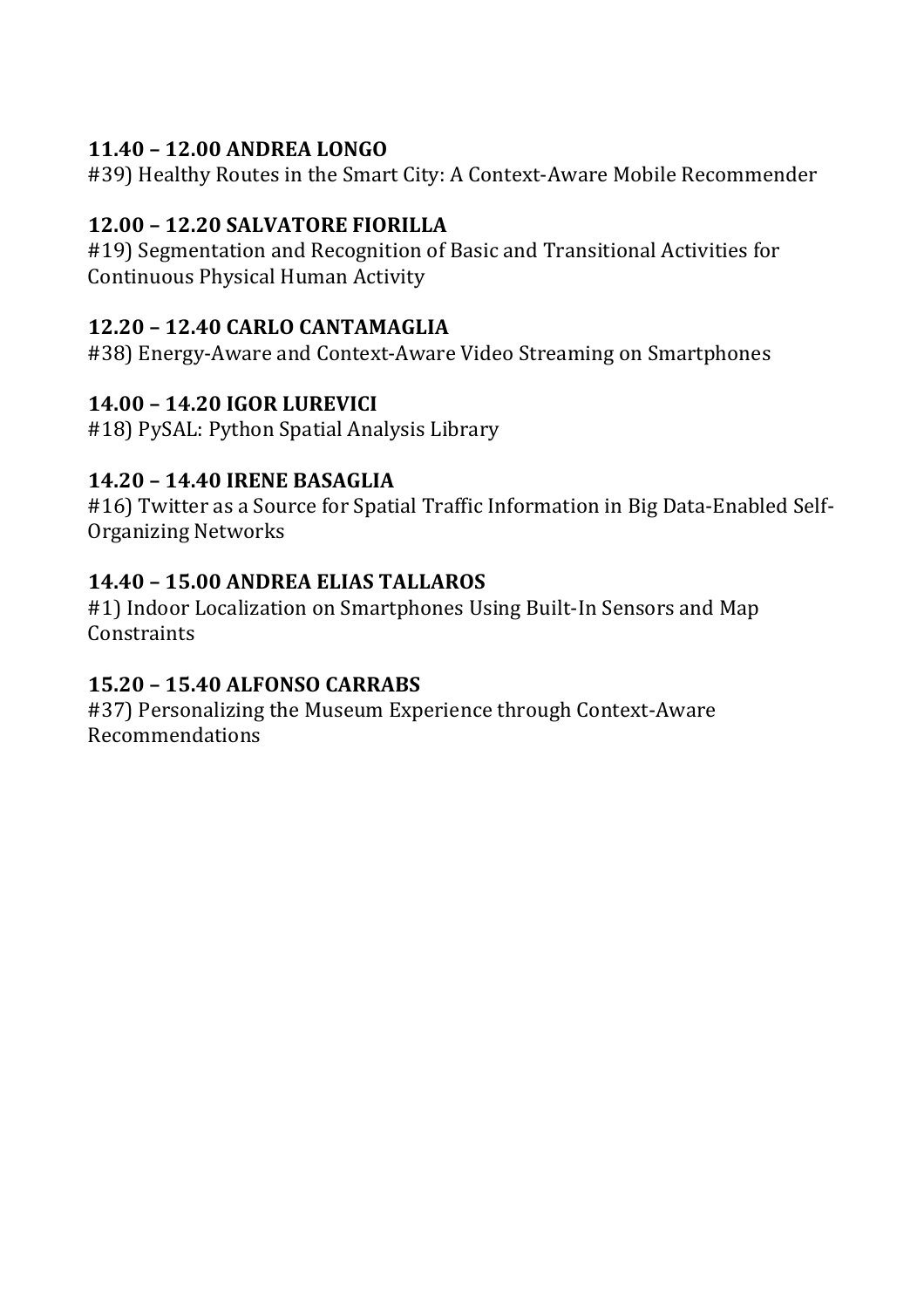**11.40 – 12.00 ANDREA LONGO**
#39) Healthy Routes in the Smart City: A Context-Aware Mobile Recommender

**12.00 – 12.20 SALVATORE FIORILLA**
#19) Segmentation and Recognition of Basic and Transitional Activities for Continuous Physical Human Activity

**12.20 – 12.40 CARLO CANTAMAGLIA**
#38) Energy-Aware and Context-Aware Video Streaming on Smartphones

**14.00 – 14.20 IGOR LUREVICI**
#18) PySAL: Python Spatial Analysis Library

**14.20 – 14.40 IRENE BASAGLIA**
#16) Twitter as a Source for Spatial Traffic Information in Big Data-Enabled Self-Organizing Networks

**14.40 – 15.00 ANDREA ELIAS TALLAROS**
#1) Indoor Localization on Smartphones Using Built-In Sensors and Map Constraints

**15.20 – 15.40 ALFONSO CARRABS**
#37) Personalizing the Museum Experience through Context-Aware Recommendations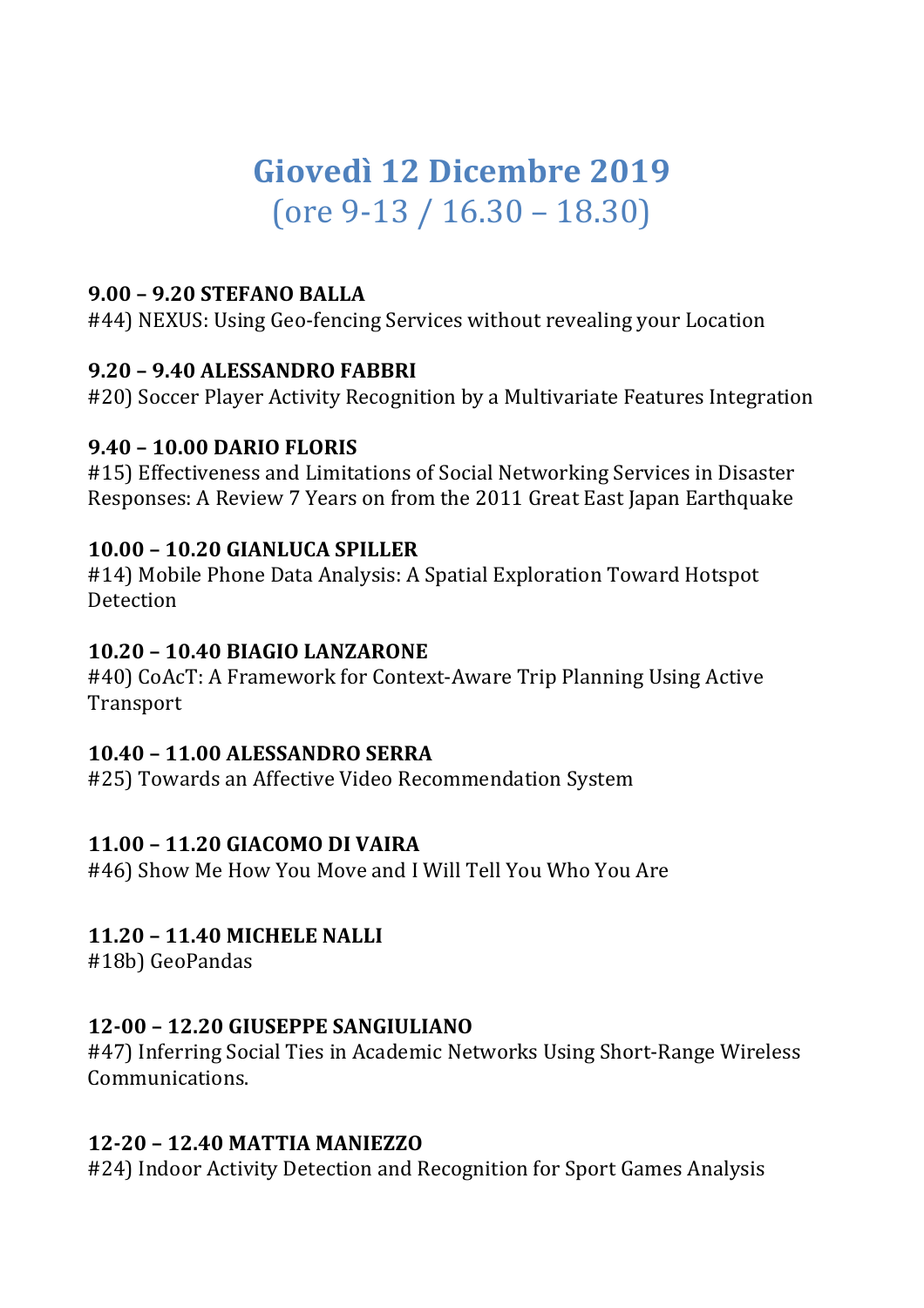# Giovedì 12 Dicembre 2019

## (ore 9-13 / 16.30 – 18.30)

**9.00 – 9.20 STEFANO BALLA**
#44) NEXUS: Using Geo-fencing Services without revealing your Location

**9.20 – 9.40 ALESSANDRO FABBRI**
#20) Soccer Player Activity Recognition by a Multivariate Features Integration

**9.40 – 10.00 DARIO FLORIS**
#15) Effectiveness and Limitations of Social Networking Services in Disaster Responses: A Review 7 Years on from the 2011 Great East Japan Earthquake

**10.00 – 10.20 GIANLUCA SPILLER**
#14) Mobile Phone Data Analysis: A Spatial Exploration Toward Hotspot Detection

**10.20 – 10.40 BIAGIO LANZARONE**
#40) CoAcT: A Framework for Context-Aware Trip Planning Using Active Transport

**10.40 – 11.00 ALESSANDRO SERRA**
#25) Towards an Affective Video Recommendation System

**11.00 – 11.20 GIACOMO DI VAIRA**
#46) Show Me How You Move and I Will Tell You Who You Are

**11.20 – 11.40 MICHELE NALLI**
#18b) GeoPandas

**12-00 – 12.20 GIUSEPPE SANGIULIANO**
#47) Inferring Social Ties in Academic Networks Using Short-Range Wireless Communications.

**12-20 – 12.40 MATTIA MANIEZZO**
#24) Indoor Activity Detection and Recognition for Sport Games Analysis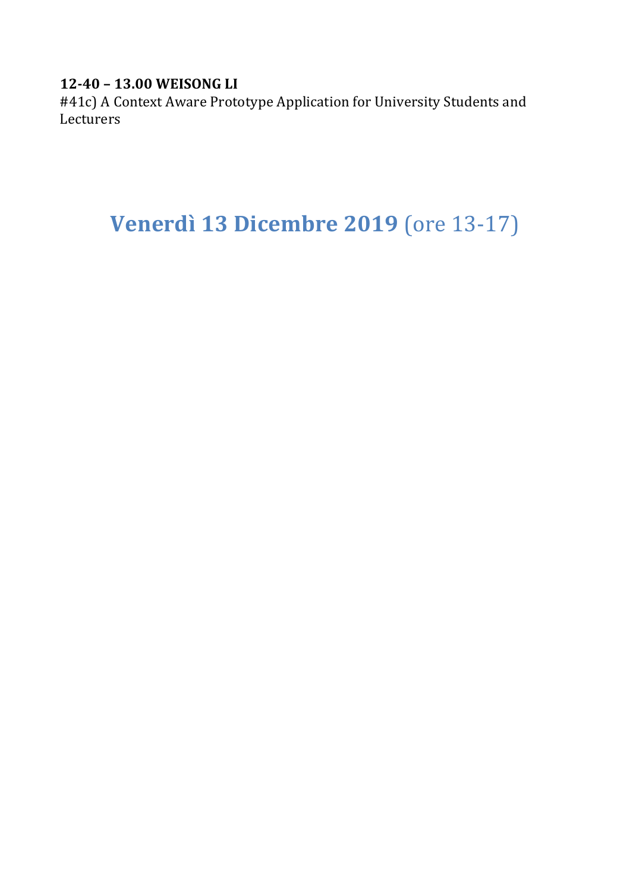**12-40 – 13.00 WEISONG LI**
#41c) A Context Aware Prototype Application for University Students and Lecturers

## **Venerdì 13 Dicembre 2019** (ore 13-17)